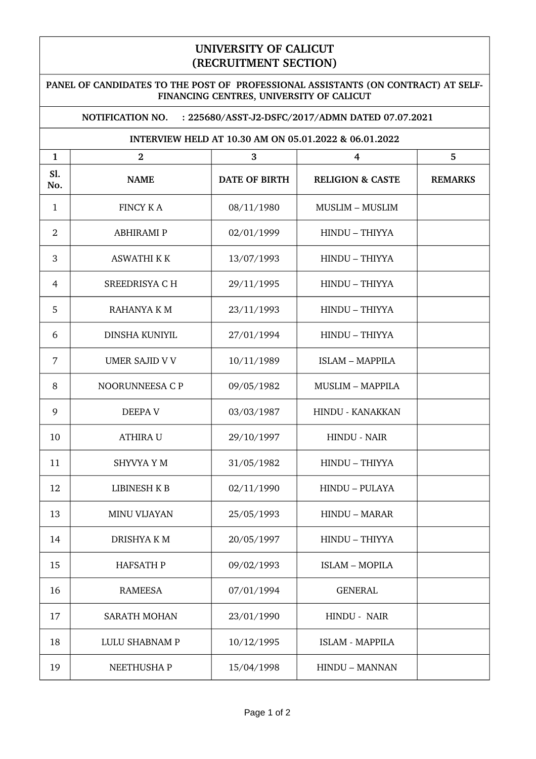# UNIVERSITY OF CALICUT
## (RECRUITMENT SECTION)

**PANEL OF CANDIDATES TO THE POST OF PROFESSIONAL ASSISTANTS (ON CONTRACT) AT SELF-FINANCING CENTRES, UNIVERSITY OF CALICUT**

**NOTIFICATION NO. : 225680/ASST-J2-DSFC/2017/ADMN DATED 07.07.2021**

**INTERVIEW HELD AT 10.30 AM ON 05.01.2022 & 06.01.2022**

| 1 | 2 | 3 | 4 | 5 |
|---|---|---|---|---|
| **Sl. No.** | **NAME** | **DATE OF BIRTH** | **RELIGION & CASTE** | **REMARKS** |
| 1 | FINCY K A | 08/11/1980 | MUSLIM – MUSLIM | |
| 2 | ABHIRAMI P | 02/01/1999 | HINDU – THIYYA | |
| 3 | ASWATHI K K | 13/07/1993 | HINDU – THIYYA | |
| 4 | SREEDRISYA C H | 29/11/1995 | HINDU – THIYYA | |
| 5 | RAHANYA K M | 23/11/1993 | HINDU – THIYYA | |
| 6 | DINSHA KUNIYIL | 27/01/1994 | HINDU – THIYYA | |
| 7 | UMER SAJID V V | 10/11/1989 | ISLAM – MAPPILA | |
| 8 | NOORUNNEESA C P | 09/05/1982 | MUSLIM – MAPPILA | |
| 9 | DEEPA V | 03/03/1987 | HINDU - KANAKKAN | |
| 10 | ATHIRA U | 29/10/1997 | HINDU - NAIR | |
| 11 | SHYVYA Y M | 31/05/1982 | HINDU – THIYYA | |
| 12 | LIBINESH K B | 02/11/1990 | HINDU – PULAYA | |
| 13 | MINU VIJAYAN | 25/05/1993 | HINDU – MARAR | |
| 14 | DRISHYA K M | 20/05/1997 | HINDU – THIYYA | |
| 15 | HAFSATH P | 09/02/1993 | ISLAM – MOPILA | |
| 16 | RAMEESA | 07/01/1994 | GENERAL | |
| 17 | SARATH MOHAN | 23/01/1990 | HINDU - NAIR | |
| 18 | LULU SHABNAM P | 10/12/1995 | ISLAM - MAPPILA | |
| 19 | NEETHUSHA P | 15/04/1998 | HINDU – MANNAN | |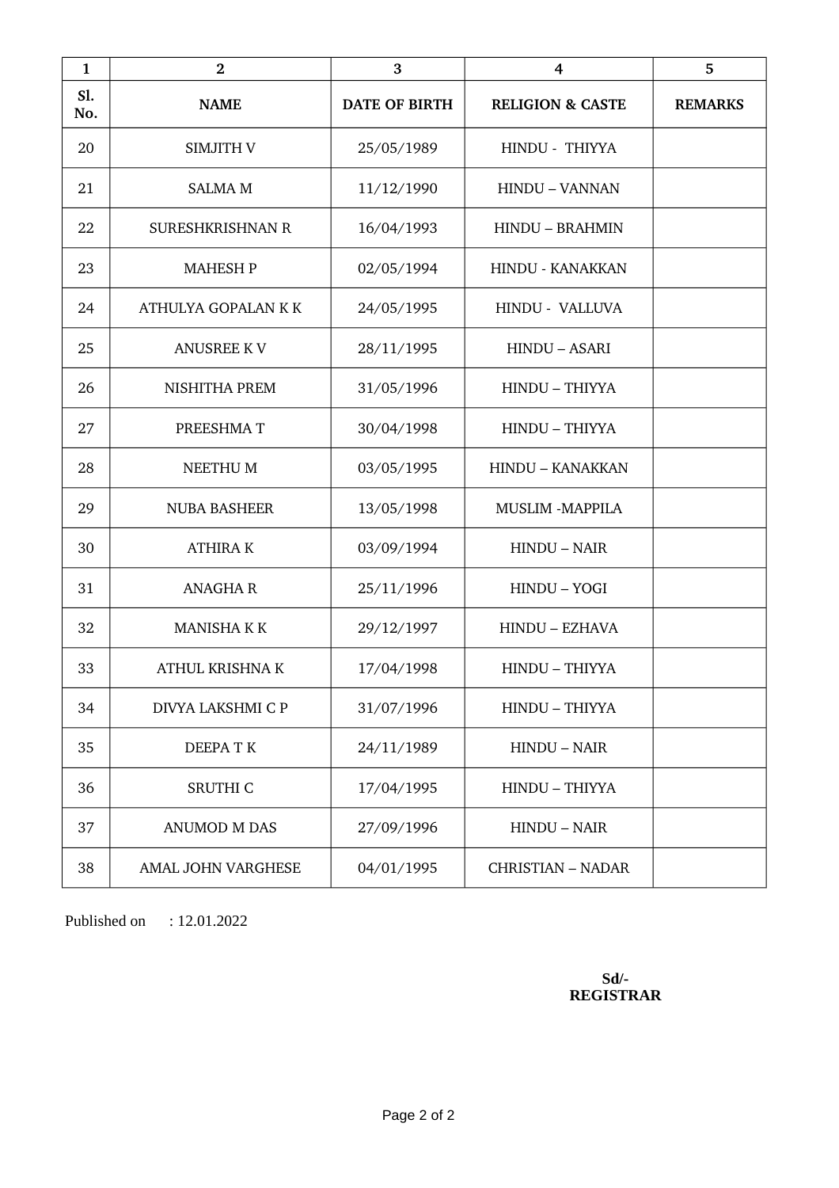| 1 | 2 | 3 | 4 | 5 |
|---|---|---|---|---|
| **Sl. No.** | **NAME** | **DATE OF BIRTH** | **RELIGION & CASTE** | **REMARKS** |
| 20 | SIMJITH V | 25/05/1989 | HINDU - THIYYA | |
| 21 | SALMA M | 11/12/1990 | HINDU – VANNAN | |
| 22 | SURESHKRISHNAN R | 16/04/1993 | HINDU – BRAHMIN | |
| 23 | MAHESH P | 02/05/1994 | HINDU - KANAKKAN | |
| 24 | ATHULYA GOPALAN K K | 24/05/1995 | HINDU - VALLUVA | |
| 25 | ANUSREE K V | 28/11/1995 | HINDU – ASARI | |
| 26 | NISHITHA PREM | 31/05/1996 | HINDU – THIYYA | |
| 27 | PREESHMA T | 30/04/1998 | HINDU – THIYYA | |
| 28 | NEETHU M | 03/05/1995 | HINDU – KANAKKAN | |
| 29 | NUBA BASHEER | 13/05/1998 | MUSLIM -MAPPILA | |
| 30 | ATHIRA K | 03/09/1994 | HINDU – NAIR | |
| 31 | ANAGHA R | 25/11/1996 | HINDU – YOGI | |
| 32 | MANISHA K K | 29/12/1997 | HINDU – EZHAVA | |
| 33 | ATHUL KRISHNA K | 17/04/1998 | HINDU – THIYYA | |
| 34 | DIVYA LAKSHMI C P | 31/07/1996 | HINDU – THIYYA | |
| 35 | DEEPA T K | 24/11/1989 | HINDU – NAIR | |
| 36 | SRUTHI C | 17/04/1995 | HINDU – THIYYA | |
| 37 | ANUMOD M DAS | 27/09/1996 | HINDU – NAIR | |
| 38 | AMAL JOHN VARGHESE | 04/01/1995 | CHRISTIAN – NADAR | |

Published on : 12.01.2022

**Sd/-**
**REGISTRAR**